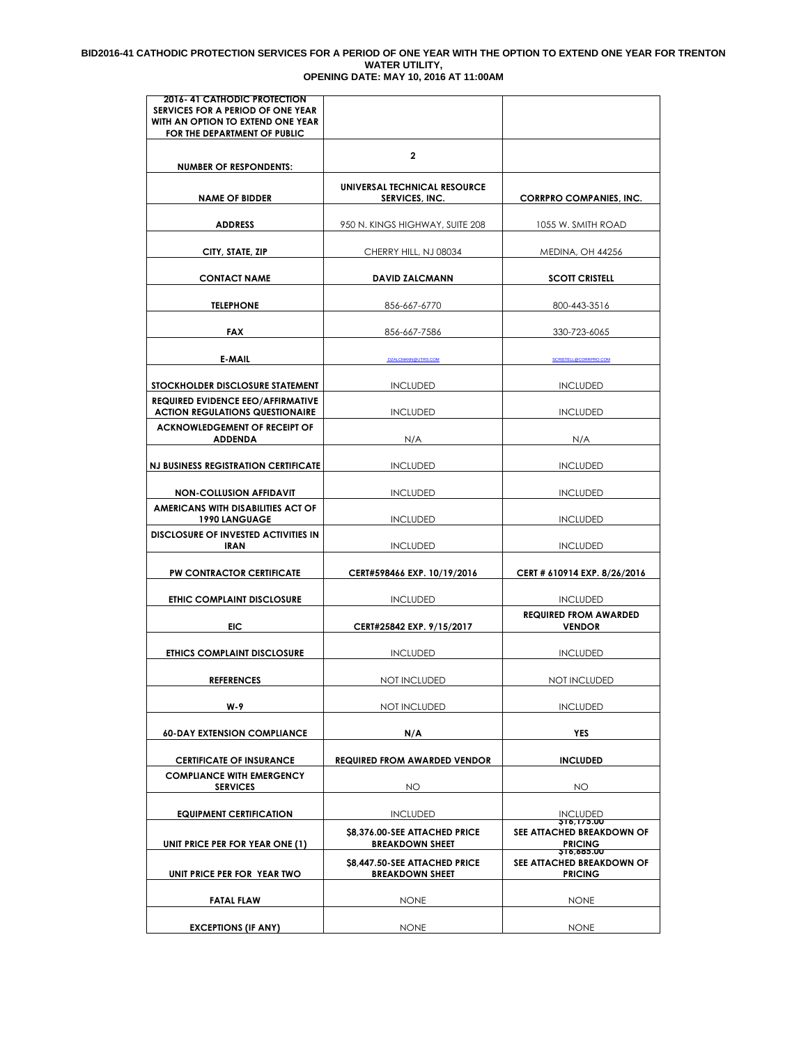**BID2016-41 CATHODIC PROTECTION SERVICES FOR A PERIOD OF ONE YEAR WITH THE OPTION TO EXTEND ONE YEAR FOR TRENTON WATER UTILITY,**
**OPENING DATE: MAY 10, 2016 AT 11:00AM**

| 2016- 41 CATHODIC PROTECTION SERVICES FOR A PERIOD OF ONE YEAR WITH AN OPTION TO EXTEND ONE YEAR FOR THE DEPARTMENT OF PUBLIC | | |
|---|---|---|
| NUMBER OF RESPONDENTS: | 2 | |
| NAME OF BIDDER | UNIVERSAL TECHNICAL RESOURCE SERVICES, INC. | CORRPRO COMPANIES, INC. |
| ADDRESS | 950 N. KINGS HIGHWAY, SUITE 208 | 1055 W. SMITH ROAD |
| CITY, STATE, ZIP | CHERRY HILL, NJ 08034 | MEDINA, OH 44256 |
| CONTACT NAME | DAVID ZALCMANN | SCOTT CRISTELL |
| TELEPHONE | 856-667-6770 | 800-443-3516 |
| FAX | 856-667-7586 | 330-723-6065 |
| E-MAIL | DZALCMANN@UTRS.COM | SCRISTELL@CORRPRO.COM |
| STOCKHOLDER DISCLOSURE STATEMENT | INCLUDED | INCLUDED |
| REQUIRED EVIDENCE EEO/AFFIRMATIVE ACTION REGULATIONS QUESTIONAIRE | INCLUDED | INCLUDED |
| ACKNOWLEDGEMENT OF RECEIPT OF ADDENDA | N/A | N/A |
| NJ BUSINESS REGISTRATION CERTIFICATE | INCLUDED | INCLUDED |
| NON-COLLUSION AFFIDAVIT | INCLUDED | INCLUDED |
| AMERICANS WITH DISABILITIES ACT OF 1990 LANGUAGE | INCLUDED | INCLUDED |
| DISCLOSURE OF INVESTED ACTIVITIES IN IRAN | INCLUDED | INCLUDED |
| PW CONTRACTOR CERTIFICATE | CERT#598466 EXP. 10/19/2016 | CERT # 610914 EXP. 8/26/2016 |
| ETHIC COMPLAINT DISCLOSURE | INCLUDED | INCLUDED |
| EIC | CERT#25842 EXP. 9/15/2017 | REQUIRED FROM AWARDED VENDOR |
| ETHICS COMPLAINT DISCLOSURE | INCLUDED | INCLUDED |
| REFERENCES | NOT INCLUDED | NOT INCLUDED |
| W-9 | NOT INCLUDED | INCLUDED |
| 60-DAY EXTENSION COMPLIANCE | N/A | YES |
| CERTIFICATE OF INSURANCE | REQUIRED FROM AWARDED VENDOR | INCLUDED |
| COMPLIANCE WITH EMERGENCY SERVICES | NO | NO |
| EQUIPMENT CERTIFICATION | INCLUDED | INCLUDED |
| UNIT PRICE PER FOR YEAR ONE (1) | $8,376.00-SEE ATTACHED PRICE BREAKDOWN SHEET | $16,175.00 SEE ATTACHED BREAKDOWN OF PRICING |
| UNIT PRICE PER FOR YEAR TWO | $8,447.50-SEE ATTACHED PRICE BREAKDOWN SHEET | $16,685.00 SEE ATTACHED BREAKDOWN OF PRICING |
| FATAL FLAW | NONE | NONE |
| EXCEPTIONS (IF ANY) | NONE | NONE |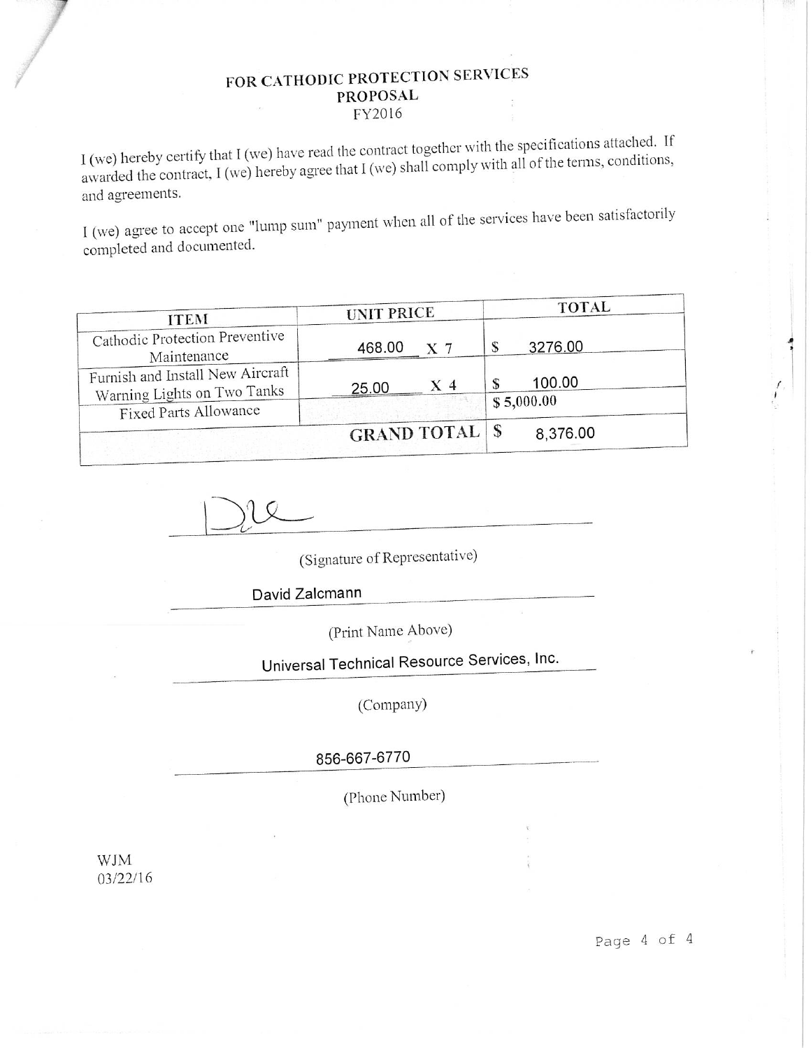# FOR CATHODIC PROTECTION SERVICES
## PROPOSAL
### FY2016

I (we) hereby certify that I (we) have read the contract together with the specifications attached. If awarded the contract, I (we) hereby agree that I (we) shall comply with all of the terms, conditions, and agreements.

I (we) agree to accept one "lump sum" payment when all of the services have been satisfactorily completed and documented.

| ITEM | UNIT PRICE | TOTAL |
|---|---|---|
| Cathodic Protection Preventive Maintenance | 468.00 X 7 | $ 3276.00 |
| Furnish and Install New Aircraft Warning Lights on Two Tanks | 25.00 X 4 | $ 100.00 |
| Fixed Parts Allowance | | $ 5,000.00 |
| | GRAND TOTAL | $ 8,376.00 |

(Signature of Representative)

David Zalcmann

(Print Name Above)

Universal Technical Resource Services, Inc.

(Company)

856-667-6770

(Phone Number)

WJM
03/22/16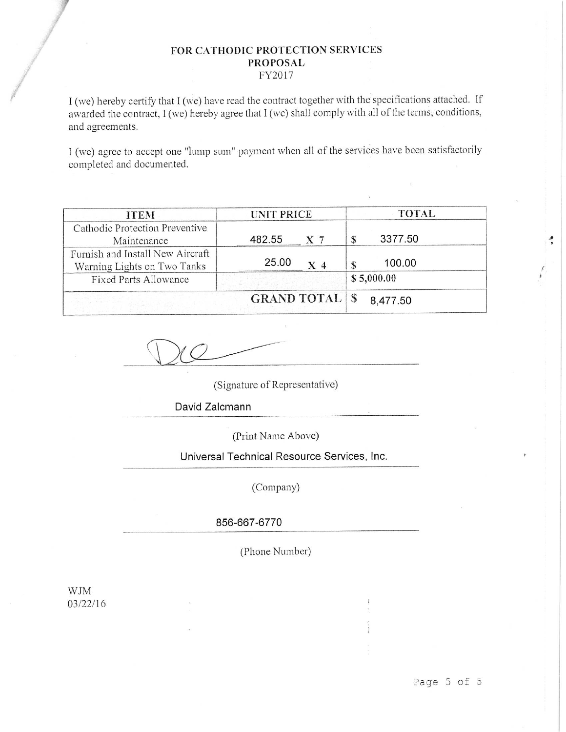# FOR CATHODIC PROTECTION SERVICES
## PROPOSAL
### FY2017

I (we) hereby certify that I (we) have read the contract together with the specifications attached. If awarded the contract, I (we) hereby agree that I (we) shall comply with all of the terms, conditions, and agreements.

I (we) agree to accept one "lump sum" payment when all of the services have been satisfactorily completed and documented.

| ITEM | UNIT PRICE | TOTAL |
|---|---|---|
| Cathodic Protection Preventive Maintenance | 482.55 X 7 | $ 3377.50 |
| Furnish and Install New Aircraft Warning Lights on Two Tanks | 25.00 X 4 | $ 100.00 |
| Fixed Parts Allowance | | $ 5,000.00 |
| | **GRAND TOTAL** | $ 8,477.50 |

(Signature of Representative)

David Zalcmann

(Print Name Above)

Universal Technical Resource Services, Inc.

(Company)

856-667-6770

(Phone Number)

WJM
03/22/16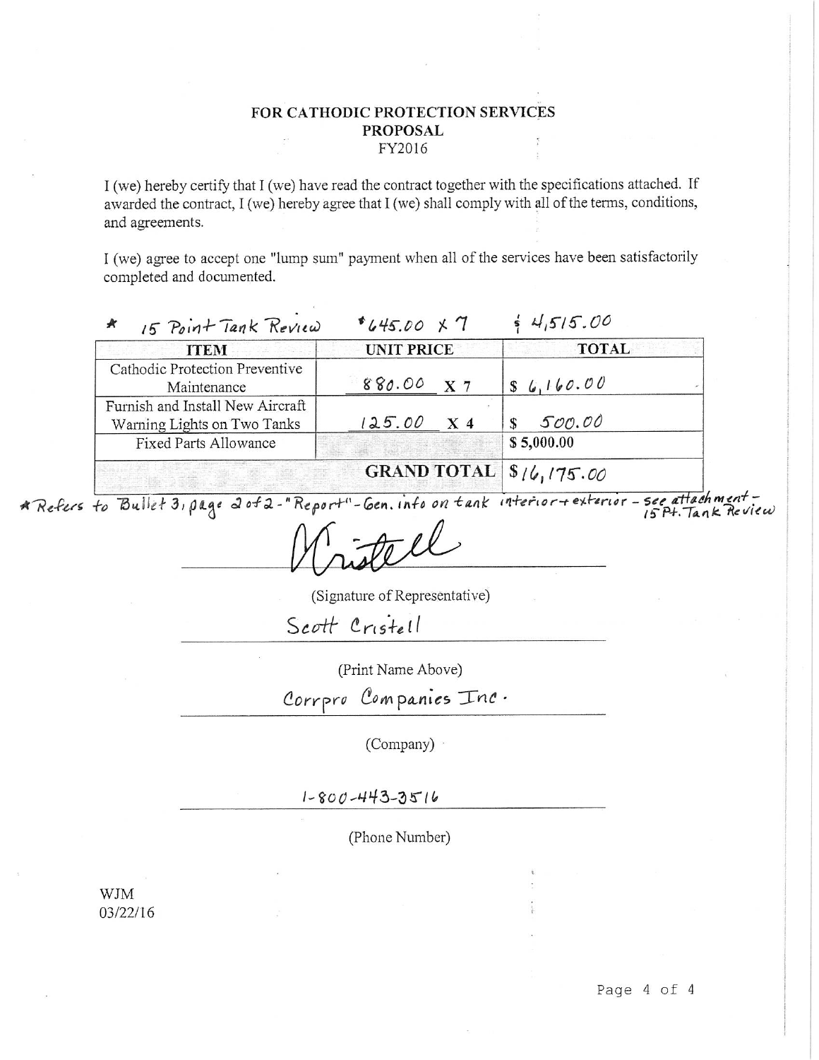# FOR CATHODIC PROTECTION SERVICES
## PROPOSAL
FY2016

I (we) hereby certify that I (we) have read the contract together with the specifications attached. If awarded the contract, I (we) hereby agree that I (we) shall comply with all of the terms, conditions, and agreements.

I (we) agree to accept one "lump sum" payment when all of the services have been satisfactorily completed and documented.

| * 15 Point Tank Review | $645.00 X 7 | $ 4,515.00 |
|---|---|---|
| **ITEM** | **UNIT PRICE** | **TOTAL** |
| Cathodic Protection Preventive Maintenance | 880.00 X 7 | $ 6,160.00 |
| Furnish and Install New Aircraft Warning Lights on Two Tanks | 125.00 X 4 | $ 500.00 |
| Fixed Parts Allowance | | $ 5,000.00 |
| | **GRAND TOTAL** | $16,175.00 |

* Refers to Bullet 3, page 2 of 2 - "Report" - Gen. info on tank interior + exterior - see attachment - 15 Pt. Tank Review

(Signature of Representative)

Scott Cristell

(Print Name Above)

Corrpro Companies Inc.

(Company)

1-800-443-3516

(Phone Number)

WJM
03/22/16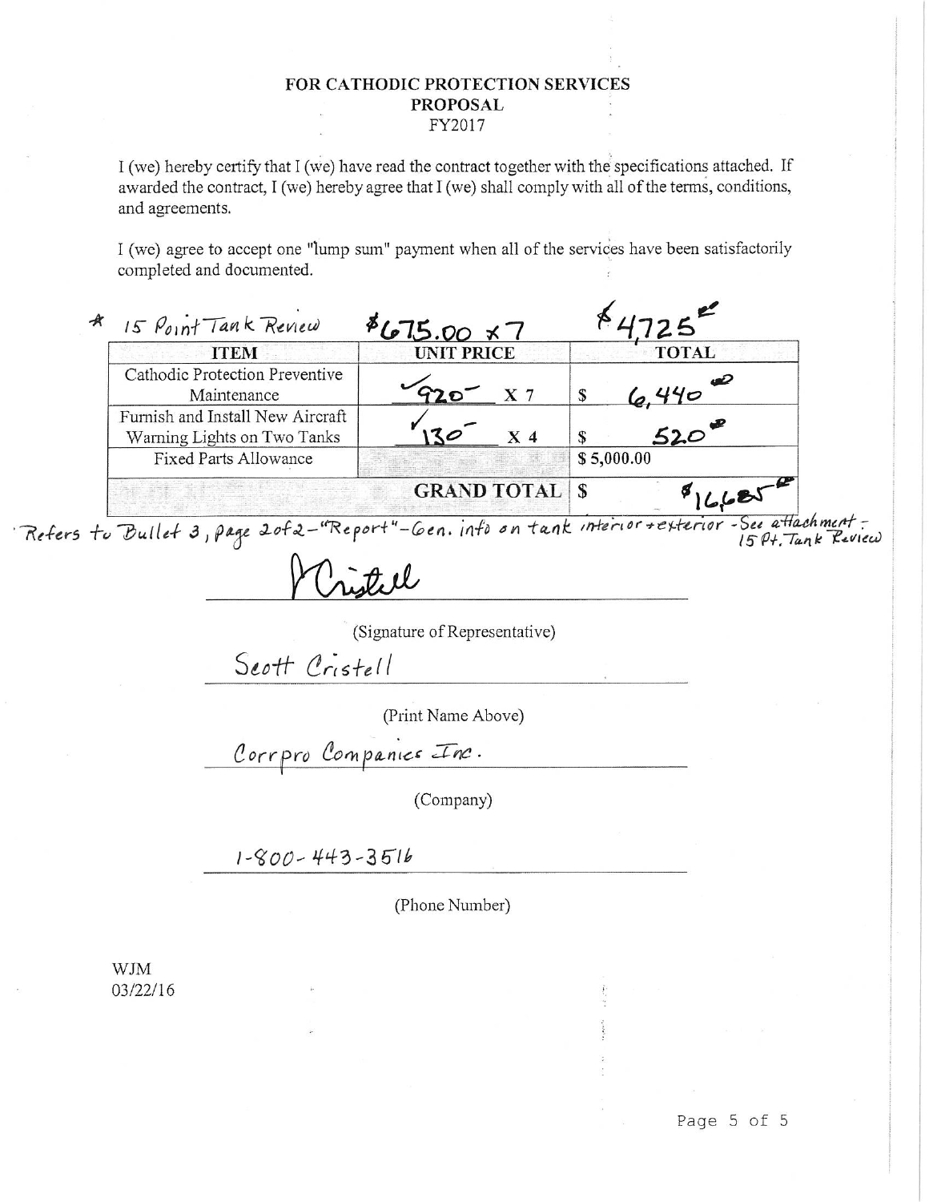# FOR CATHODIC PROTECTION SERVICES

## PROPOSAL

FY2017

I (we) hereby certify that I (we) have read the contract together with the specifications attached. If awarded the contract, I (we) hereby agree that I (we) shall comply with all of the terms, conditions, and agreements.

I (we) agree to accept one "lump sum" payment when all of the services have been satisfactorily completed and documented.

| * 15 Point Tank Review | $675.00 x 7 | $4,725.00 |
|---|---|---|
| **ITEM** | **UNIT PRICE** | **TOTAL** |
| Cathodic Protection Preventive Maintenance | 920.00 X 7 | $ 6,440.00 |
| Furnish and Install New Aircraft Warning Lights on Two Tanks | 130.00 X 4 | $ 520.00 |
| Fixed Parts Allowance | | $ 5,000.00 |
| | **GRAND TOTAL** | $ $16,685.00 |

* Refers to Bullet 3, page 2 of 2 - "Report" - Gen. info on tank interior + exterior - See attachment - 15 Pt. Tank Review

Cristell

(Signature of Representative)

Scott Cristell

(Print Name Above)

Corrpro Companies Inc.

(Company)

1-800-443-3516

(Phone Number)

WJM
03/22/16